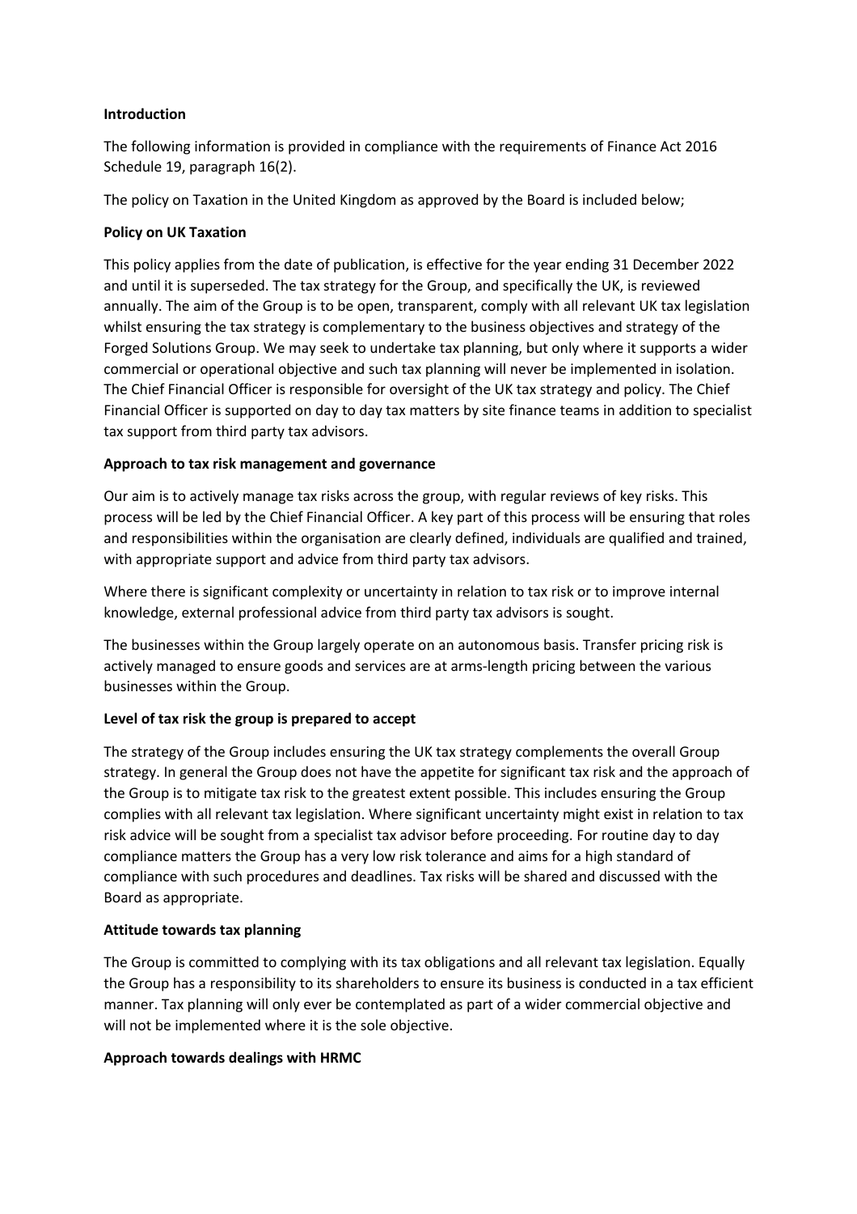**Introduction**

The following information is provided in compliance with the requirements of Finance Act 2016 Schedule 19, paragraph 16(2).

The policy on Taxation in the United Kingdom as approved by the Board is included below;

**Policy on UK Taxation**

This policy applies from the date of publication, is effective for the year ending 31 December 2022 and until it is superseded. The tax strategy for the Group, and specifically the UK, is reviewed annually. The aim of the Group is to be open, transparent, comply with all relevant UK tax legislation whilst ensuring the tax strategy is complementary to the business objectives and strategy of the Forged Solutions Group. We may seek to undertake tax planning, but only where it supports a wider commercial or operational objective and such tax planning will never be implemented in isolation. The Chief Financial Officer is responsible for oversight of the UK tax strategy and policy. The Chief Financial Officer is supported on day to day tax matters by site finance teams in addition to specialist tax support from third party tax advisors.

**Approach to tax risk management and governance**

Our aim is to actively manage tax risks across the group, with regular reviews of key risks. This process will be led by the Chief Financial Officer. A key part of this process will be ensuring that roles and responsibilities within the organisation are clearly defined, individuals are qualified and trained, with appropriate support and advice from third party tax advisors.

Where there is significant complexity or uncertainty in relation to tax risk or to improve internal knowledge, external professional advice from third party tax advisors is sought.

The businesses within the Group largely operate on an autonomous basis. Transfer pricing risk is actively managed to ensure goods and services are at arms-length pricing between the various businesses within the Group.

**Level of tax risk the group is prepared to accept**

The strategy of the Group includes ensuring the UK tax strategy complements the overall Group strategy. In general the Group does not have the appetite for significant tax risk and the approach of the Group is to mitigate tax risk to the greatest extent possible. This includes ensuring the Group complies with all relevant tax legislation. Where significant uncertainty might exist in relation to tax risk advice will be sought from a specialist tax advisor before proceeding. For routine day to day compliance matters the Group has a very low risk tolerance and aims for a high standard of compliance with such procedures and deadlines. Tax risks will be shared and discussed with the Board as appropriate.

**Attitude towards tax planning**

The Group is committed to complying with its tax obligations and all relevant tax legislation. Equally the Group has a responsibility to its shareholders to ensure its business is conducted in a tax efficient manner. Tax planning will only ever be contemplated as part of a wider commercial objective and will not be implemented where it is the sole objective.

**Approach towards dealings with HRMC**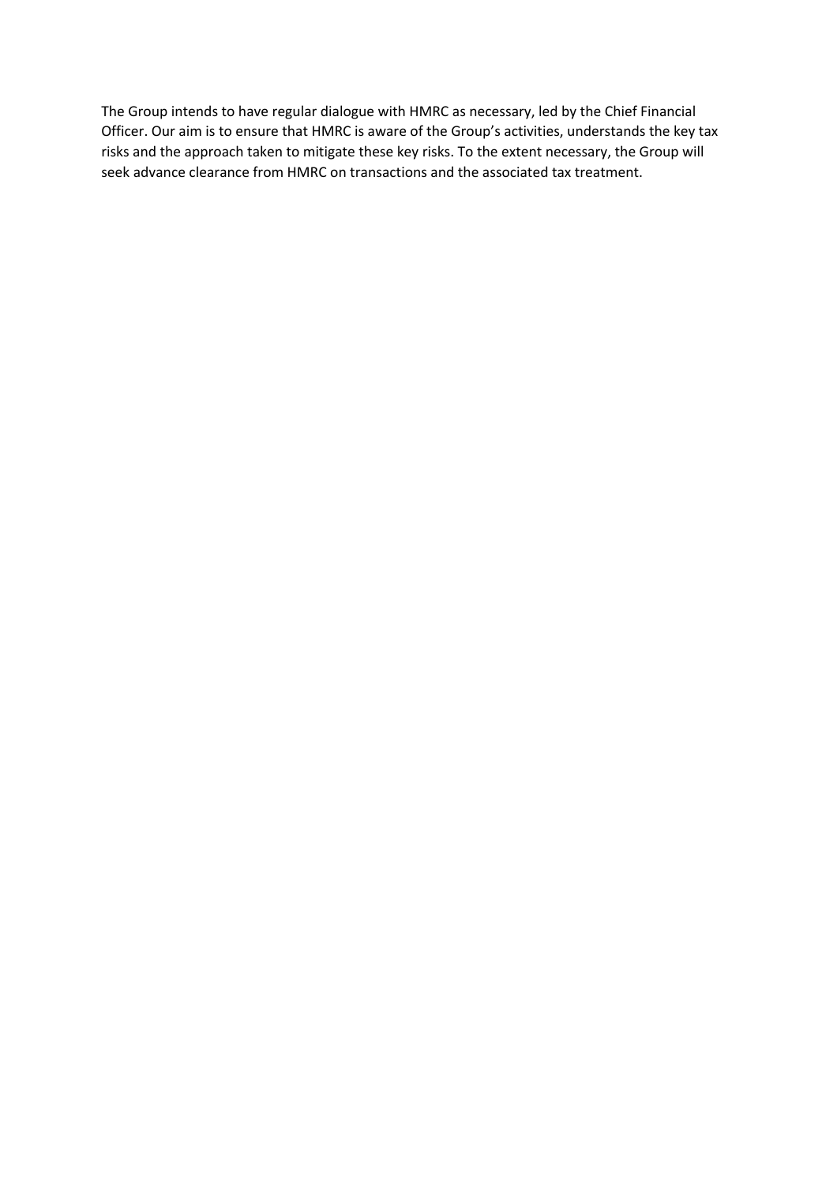The Group intends to have regular dialogue with HMRC as necessary, led by the Chief Financial Officer. Our aim is to ensure that HMRC is aware of the Group's activities, understands the key tax risks and the approach taken to mitigate these key risks. To the extent necessary, the Group will seek advance clearance from HMRC on transactions and the associated tax treatment.